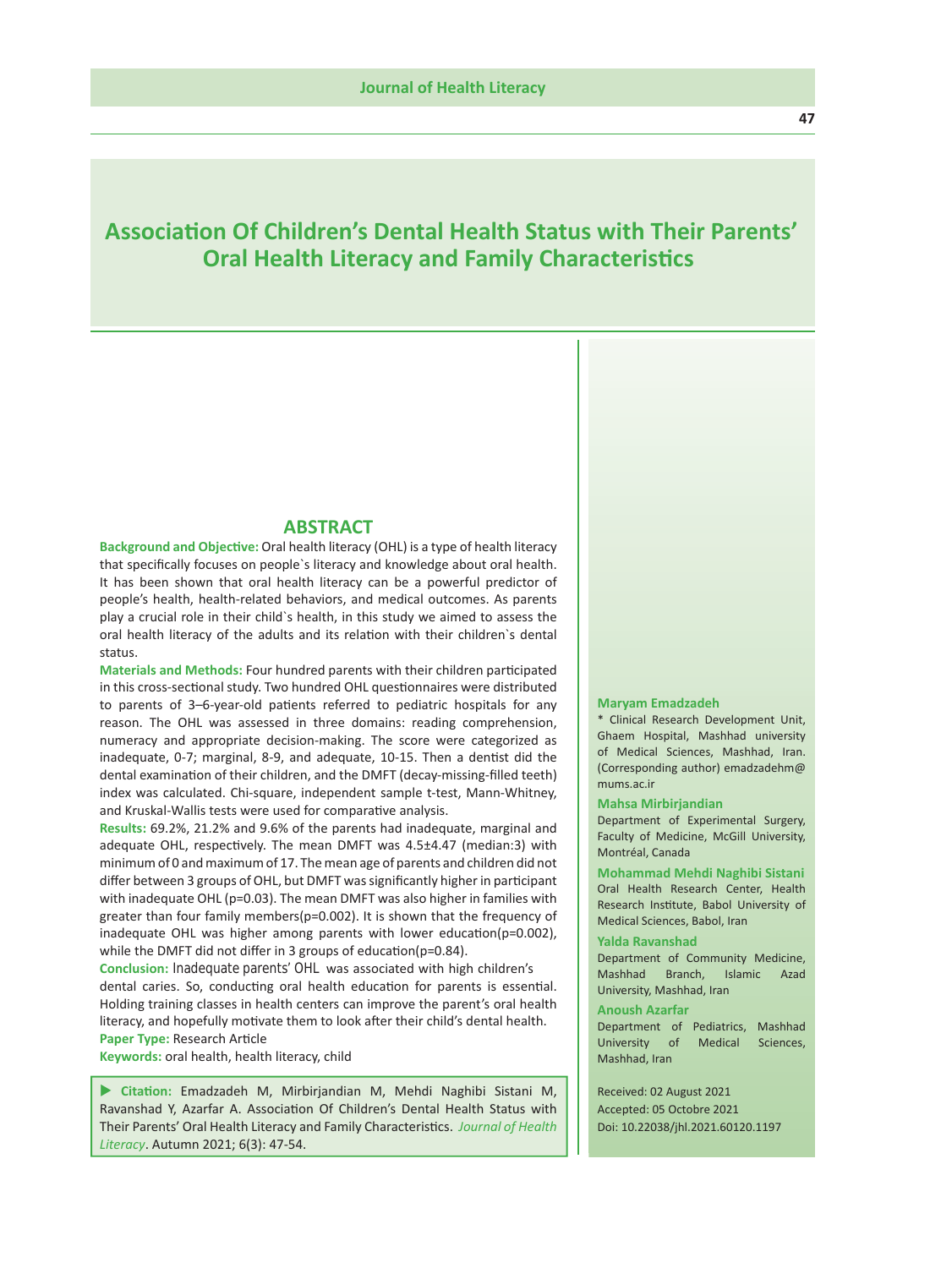# Association Of Children's Dental Health Status with Their Parents' Oral Health Literacy and Family Characteristics

## ABSTRACT

**Background and Objective:** Oral health literacy (OHL) is a type of health literacy that specifically focuses on people`s literacy and knowledge about oral health. It has been shown that oral health literacy can be a powerful predictor of people's health, health-related behaviors, and medical outcomes. As parents play a crucial role in their child`s health, in this study we aimed to assess the oral health literacy of the adults and its relation with their children`s dental status.

**Materials and Methods:** Four hundred parents with their children participated in this cross-sectional study. Two hundred OHL questionnaires were distributed to parents of 3–6-year-old patients referred to pediatric hospitals for any reason. The OHL was assessed in three domains: reading comprehension, numeracy and appropriate decision-making. The score were categorized as inadequate, 0-7; marginal, 8-9, and adequate, 10-15. Then a dentist did the dental examination of their children, and the DMFT (decay-missing-filled teeth) index was calculated. Chi-square, independent sample t-test, Mann-Whitney, and Kruskal-Wallis tests were used for comparative analysis.

**Results:** 69.2%, 21.2% and 9.6% of the parents had inadequate, marginal and adequate OHL, respectively. The mean DMFT was 4.5±4.47 (median:3) with minimum of 0 and maximum of 17. The mean age of parents and children did not differ between 3 groups of OHL, but DMFT was significantly higher in participant with inadequate OHL (p=0.03). The mean DMFT was also higher in families with greater than four family members(p=0.002). It is shown that the frequency of inadequate OHL was higher among parents with lower education(p=0.002), while the DMFT did not differ in 3 groups of education(p=0.84).

**Conclusion:** Inadequate parents' OHL was associated with high children's dental caries. So, conducting oral health education for parents is essential. Holding training classes in health centers can improve the parent's oral health literacy, and hopefully motivate them to look after their child's dental health.

**Paper Type:** Research Article

**Keywords:** oral health, health literacy, child

▶ **Citation:** Emadzadeh M, Mirbirjandian M, Mehdi Naghibi Sistani M, Ravanshad Y, Azarfar A. Association Of Children's Dental Health Status with Their Parents' Oral Health Literacy and Family Characteristics. *Journal of Health Literacy*. Autumn 2021; 6(3): 47-54.

**Maryam Emadzadeh**
\* Clinical Research Development Unit, Ghaem Hospital, Mashhad university of Medical Sciences, Mashhad, Iran. (Corresponding author) emadzadehm@mums.ac.ir

**Mahsa Mirbirjandian**
Department of Experimental Surgery, Faculty of Medicine, McGill University, Montréal, Canada

**Mohammad Mehdi Naghibi Sistani**
Oral Health Research Center, Health Research Institute, Babol University of Medical Sciences, Babol, Iran

**Yalda Ravanshad**
Department of Community Medicine, Mashhad Branch, Islamic Azad University, Mashhad, Iran

**Anoush Azarfar**
Department of Pediatrics, Mashhad University of Medical Sciences, Mashhad, Iran

Received: 02 August 2021
Accepted: 05 Octobre 2021
Doi: 10.22038/jhl.2021.60120.1197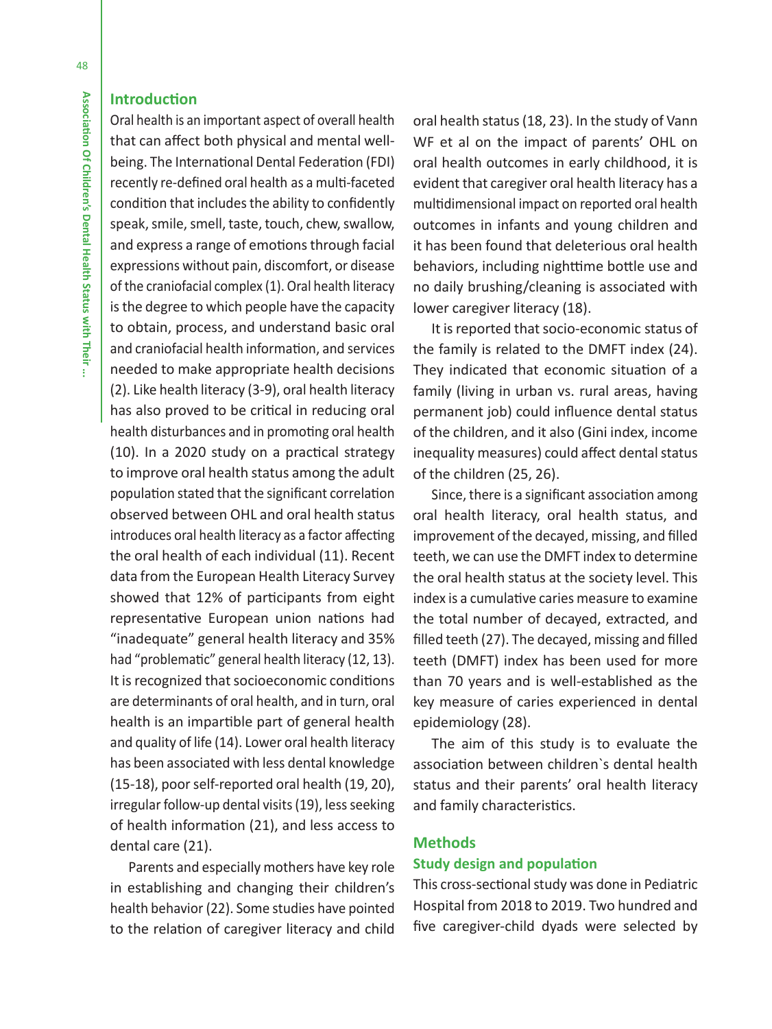## Introduction

Oral health is an important aspect of overall health that can affect both physical and mental well-being. The International Dental Federation (FDI) recently re-defined oral health as a multi-faceted condition that includes the ability to confidently speak, smile, smell, taste, touch, chew, swallow, and express a range of emotions through facial expressions without pain, discomfort, or disease of the craniofacial complex (1). Oral health literacy is the degree to which people have the capacity to obtain, process, and understand basic oral and craniofacial health information, and services needed to make appropriate health decisions (2). Like health literacy (3-9), oral health literacy has also proved to be critical in reducing oral health disturbances and in promoting oral health (10). In a 2020 study on a practical strategy to improve oral health status among the adult population stated that the significant correlation observed between OHL and oral health status introduces oral health literacy as a factor affecting the oral health of each individual (11). Recent data from the European Health Literacy Survey showed that 12% of participants from eight representative European union nations had "inadequate" general health literacy and 35% had "problematic" general health literacy (12, 13). It is recognized that socioeconomic conditions are determinants of oral health, and in turn, oral health is an impartible part of general health and quality of life (14). Lower oral health literacy has been associated with less dental knowledge (15-18), poor self-reported oral health (19, 20), irregular follow-up dental visits (19), less seeking of health information (21), and less access to dental care (21).

Parents and especially mothers have key role in establishing and changing their children's health behavior (22). Some studies have pointed to the relation of caregiver literacy and child oral health status (18, 23). In the study of Vann WF et al on the impact of parents' OHL on oral health outcomes in early childhood, it is evident that caregiver oral health literacy has a multidimensional impact on reported oral health outcomes in infants and young children and it has been found that deleterious oral health behaviors, including nighttime bottle use and no daily brushing/cleaning is associated with lower caregiver literacy (18).

It is reported that socio-economic status of the family is related to the DMFT index (24). They indicated that economic situation of a family (living in urban vs. rural areas, having permanent job) could influence dental status of the children, and it also (Gini index, income inequality measures) could affect dental status of the children (25, 26).

Since, there is a significant association among oral health literacy, oral health status, and improvement of the decayed, missing, and filled teeth, we can use the DMFT index to determine the oral health status at the society level. This index is a cumulative caries measure to examine the total number of decayed, extracted, and filled teeth (27). The decayed, missing and filled teeth (DMFT) index has been used for more than 70 years and is well-established as the key measure of caries experienced in dental epidemiology (28).

The aim of this study is to evaluate the association between children`s dental health status and their parents' oral health literacy and family characteristics.

## Methods

### Study design and population

This cross-sectional study was done in Pediatric Hospital from 2018 to 2019. Two hundred and five caregiver-child dyads were selected by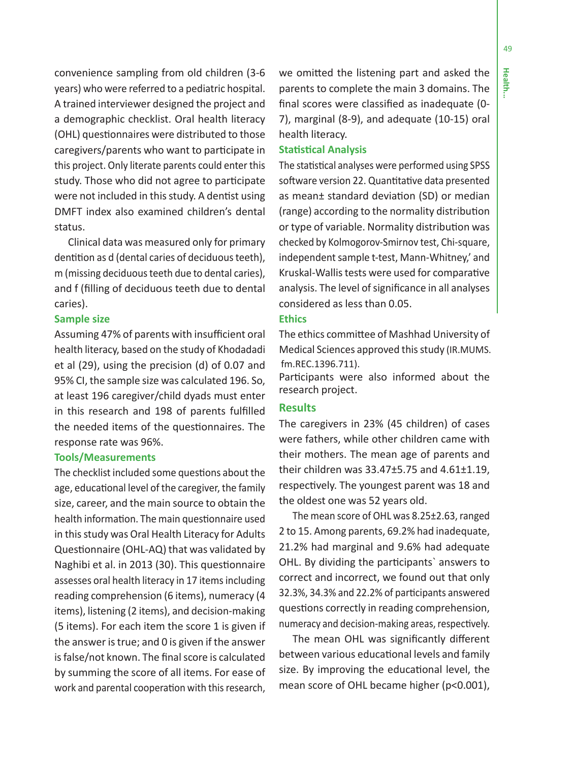convenience sampling from old children (3-6 years) who were referred to a pediatric hospital. A trained interviewer designed the project and a demographic checklist. Oral health literacy (OHL) questionnaires were distributed to those caregivers/parents who want to participate in this project. Only literate parents could enter this study. Those who did not agree to participate were not included in this study. A dentist using DMFT index also examined children's dental status.

Clinical data was measured only for primary dentition as d (dental caries of deciduous teeth), m (missing deciduous teeth due to dental caries), and f (filling of deciduous teeth due to dental caries).

### Sample size

Assuming 47% of parents with insufficient oral health literacy, based on the study of Khodadadi et al (29), using the precision (d) of 0.07 and 95% CI, the sample size was calculated 196. So, at least 196 caregiver/child dyads must enter in this research and 198 of parents fulfilled the needed items of the questionnaires. The response rate was 96%.

### Tools/Measurements

The checklist included some questions about the age, educational level of the caregiver, the family size, career, and the main source to obtain the health information. The main questionnaire used in this study was Oral Health Literacy for Adults Questionnaire (OHL-AQ) that was validated by Naghibi et al. in 2013 (30). This questionnaire assesses oral health literacy in 17 items including reading comprehension (6 items), numeracy (4 items), listening (2 items), and decision-making (5 items). For each item the score 1 is given if the answer is true; and 0 is given if the answer is false/not known. The final score is calculated by summing the score of all items. For ease of work and parental cooperation with this research, we omitted the listening part and asked the parents to complete the main 3 domains. The final scores were classified as inadequate (0-7), marginal (8-9), and adequate (10-15) oral health literacy.

### Statistical Analysis

The statistical analyses were performed using SPSS software version 22. Quantitative data presented as mean± standard deviation (SD) or median (range) according to the normality distribution or type of variable. Normality distribution was checked by Kolmogorov-Smirnov test, Chi-square, independent sample t-test, Mann-Whitney,' and Kruskal-Wallis tests were used for comparative analysis. The level of significance in all analyses considered as less than 0.05.

### Ethics

The ethics committee of Mashhad University of Medical Sciences approved this study (IR.MUMS. fm.REC.1396.711).

Participants were also informed about the research project.

## Results

The caregivers in 23% (45 children) of cases were fathers, while other children came with their mothers. The mean age of parents and their children was 33.47±5.75 and 4.61±1.19, respectively. The youngest parent was 18 and the oldest one was 52 years old.

The mean score of OHL was 8.25±2.63, ranged 2 to 15. Among parents, 69.2% had inadequate, 21.2% had marginal and 9.6% had adequate OHL. By dividing the participants` answers to correct and incorrect, we found out that only 32.3%, 34.3% and 22.2% of participants answered questions correctly in reading comprehension, numeracy and decision-making areas, respectively.

The mean OHL was significantly different between various educational levels and family size. By improving the educational level, the mean score of OHL became higher ($p<0.001$),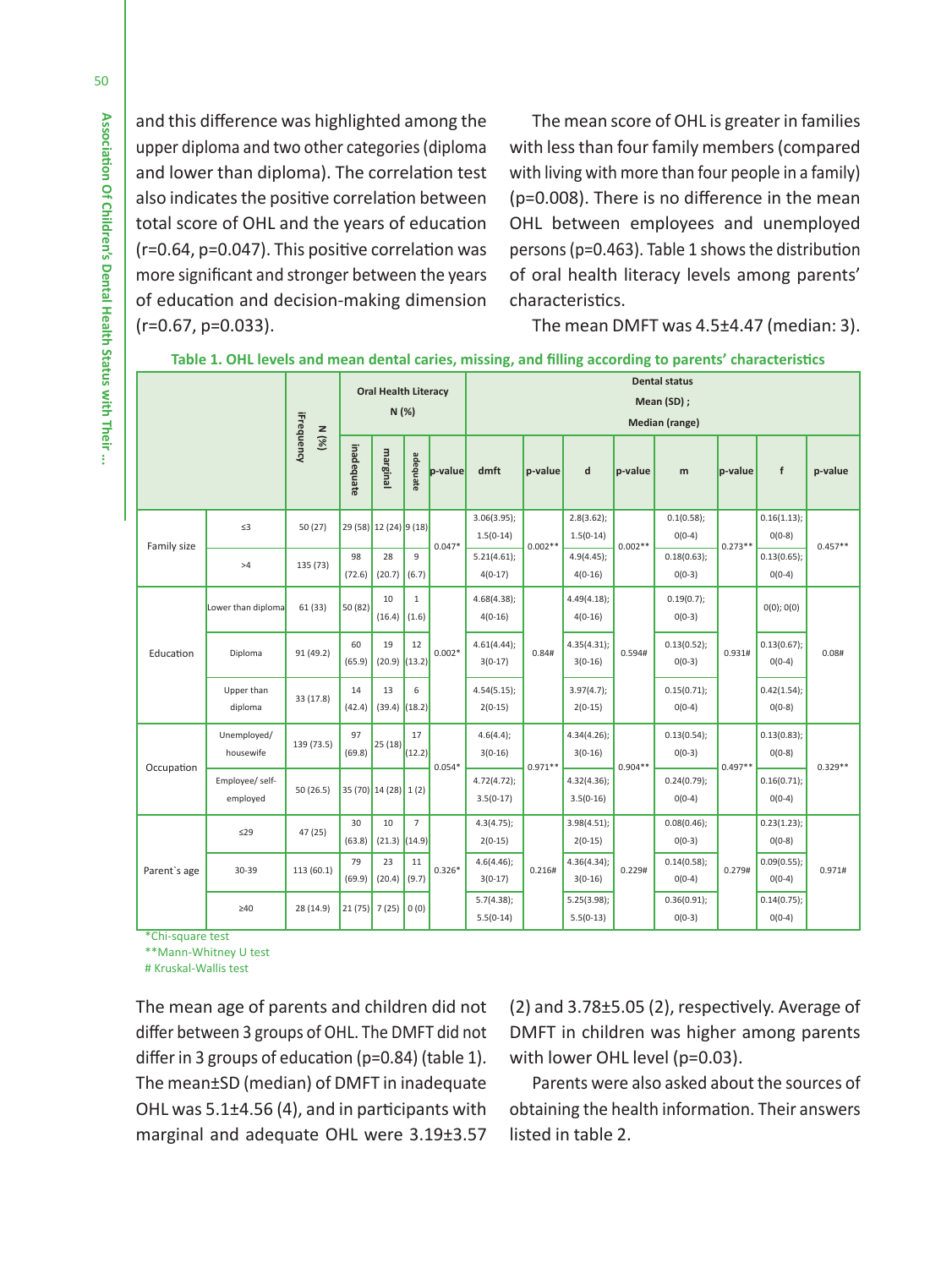and this difference was highlighted among the upper diploma and two other categories (diploma and lower than diploma). The correlation test also indicates the positive correlation between total score of OHL and the years of education (r=0.64, p=0.047). This positive correlation was more significant and stronger between the years of education and decision-making dimension (r=0.67, p=0.033).

The mean score of OHL is greater in families with less than four family members (compared with living with more than four people in a family) (p=0.008). There is no difference in the mean OHL between employees and unemployed persons (p=0.463). Table 1 shows the distribution of oral health literacy levels among parents' characteristics.

The mean DMFT was 4.5±4.47 (median: 3).

**Table 1. OHL levels and mean dental caries, missing, and filling according to parents' characteristics**

| | | iFrequency N (%) | Oral Health Literacy N (%) | | | | Dental status Mean (SD) ; Median (range) | | | | | | | |
|---|---|---|---|---|---|---|---|---|---|---|---|---|---|---|
| | | | inadequate | marginal | adequate | p-value | dmft | p-value | d | p-value | m | p-value | f | p-value |
| Family size | ≤3 | 50 (27) | 29 (58) | 12 (24) | 9 (18) | 0.047* | 3.06(3.95); 1.5(0-14) | 0.002** | 2.8(3.62); 1.5(0-14) | 0.002** | 0.1(0.58); 0(0-4) | 0.273** | 0.16(1.13); 0(0-8) | 0.457** |
| | >4 | 135 (73) | 98 (72.6) | 28 (20.7) | 9 (6.7) | | 5.21(4.61); 4(0-17) | | 4.9(4.45); 4(0-16) | | 0.18(0.63); 0(0-3) | | 0.13(0.65); 0(0-4) | |
| Education | Lower than diploma | 61 (33) | 50 (82) | 10 (16.4) | 1 (1.6) | 0.002* | 4.68(4.38); 4(0-16) | 0.84# | 4.49(4.18); 4(0-16) | 0.594# | 0.19(0.7); 0(0-3) | 0.931# | 0(0); 0(0) | 0.08# |
| | Diploma | 91 (49.2) | 60 (65.9) | 19 (20.9) | 12 (13.2) | | 4.61(4.44); 3(0-17) | | 4.35(4.31); 3(0-16) | | 0.13(0.52); 0(0-3) | | 0.13(0.67); 0(0-4) | |
| | Upper than diploma | 33 (17.8) | 14 (42.4) | 13 (39.4) | 6 (18.2) | | 4.54(5.15); 2(0-15) | | 3.97(4.7); 2(0-15) | | 0.15(0.71); 0(0-4) | | 0.42(1.54); 0(0-8) | |
| Occupation | Unemployed/ housewife | 139 (73.5) | 97 (69.8) | 25 (18) | 17 (12.2) | 0.054* | 4.6(4.4); 3(0-16) | 0.971** | 4.34(4.26); 3(0-16) | 0.904** | 0.13(0.54); 0(0-3) | 0.497** | 0.13(0.83); 0(0-8) | 0.329** |
| | Employee/ self-employed | 50 (26.5) | 35 (70) | 14 (28) | 1 (2) | | 4.72(4.72); 3.5(0-17) | | 4.32(4.36); 3.5(0-16) | | 0.24(0.79); 0(0-4) | | 0.16(0.71); 0(0-4) | |
| Parent`s age | ≤29 | 47 (25) | 30 (63.8) | 10 (21.3) | 7 (14.9) | 0.326* | 4.3(4.75); 2(0-15) | 0.216# | 3.98(4.51); 2(0-15) | 0.229# | 0.08(0.46); 0(0-3) | 0.279# | 0.23(1.23); 0(0-8) | 0.971# |
| | 30-39 | 113 (60.1) | 79 (69.9) | 23 (20.4) | 11 (9.7) | | 4.6(4.46); 3(0-17) | | 4.36(4.34); 3(0-16) | | 0.14(0.58); 0(0-4) | | 0.09(0.55); 0(0-4) | |
| | ≥40 | 28 (14.9) | 21 (75) | 7 (25) | 0 (0) | | 5.7(4.38); 5.5(0-14) | | 5.25(3.98); 5.5(0-13) | | 0.36(0.91); 0(0-3) | | 0.14(0.75); 0(0-4) | |

*Chi-square test
**Mann-Whitney U test
# Kruskal-Wallis test

The mean age of parents and children did not differ between 3 groups of OHL. The DMFT did not differ in 3 groups of education (p=0.84) (table 1). The mean±SD (median) of DMFT in inadequate OHL was 5.1±4.56 (4), and in participants with marginal and adequate OHL were 3.19±3.57 (2) and 3.78±5.05 (2), respectively. Average of DMFT in children was higher among parents with lower OHL level (p=0.03).

Parents were also asked about the sources of obtaining the health information. Their answers listed in table 2.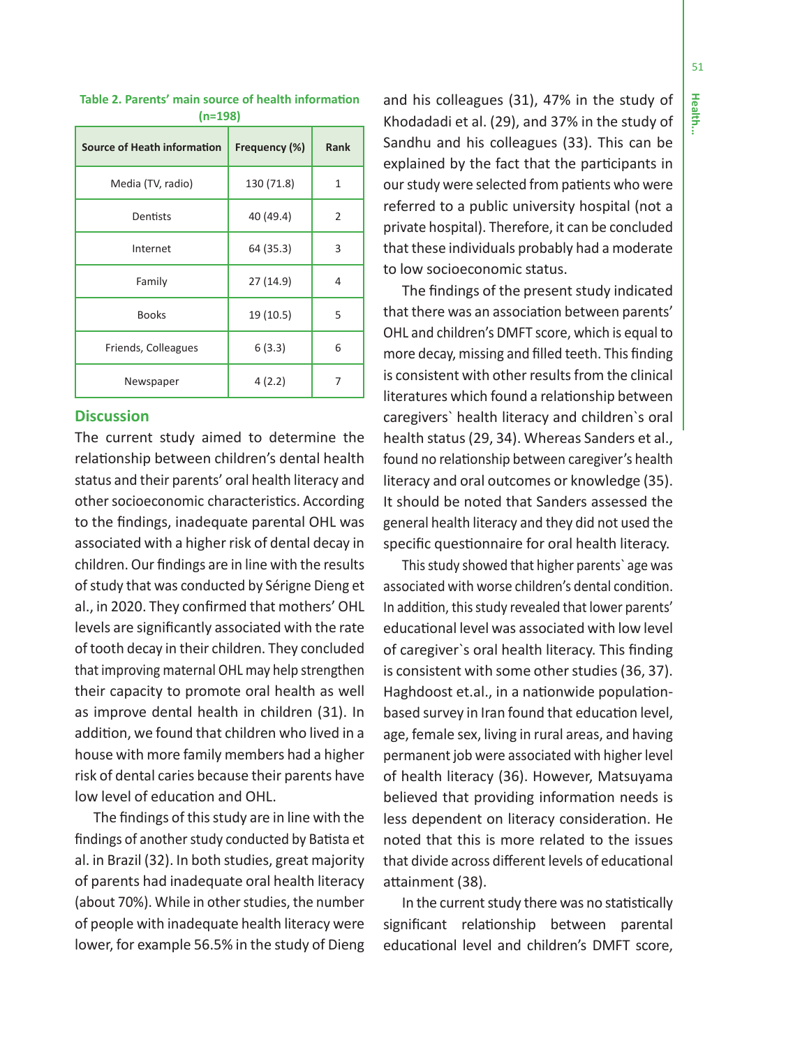**Table 2. Parents' main source of health information (n=198)**

| Source of Heath information | Frequency (%) | Rank |
|---|---|---|
| Media (TV, radio) | 130 (71.8) | 1 |
| Dentists | 40 (49.4) | 2 |
| Internet | 64 (35.3) | 3 |
| Family | 27 (14.9) | 4 |
| Books | 19 (10.5) | 5 |
| Friends, Colleagues | 6 (3.3) | 6 |
| Newspaper | 4 (2.2) | 7 |

## Discussion

The current study aimed to determine the relationship between children's dental health status and their parents' oral health literacy and other socioeconomic characteristics. According to the findings, inadequate parental OHL was associated with a higher risk of dental decay in children. Our findings are in line with the results of study that was conducted by Sérigne Dieng et al., in 2020. They confirmed that mothers' OHL levels are significantly associated with the rate of tooth decay in their children. They concluded that improving maternal OHL may help strengthen their capacity to promote oral health as well as improve dental health in children (31). In addition, we found that children who lived in a house with more family members had a higher risk of dental caries because their parents have low level of education and OHL.

The findings of this study are in line with the findings of another study conducted by Batista et al. in Brazil (32). In both studies, great majority of parents had inadequate oral health literacy (about 70%). While in other studies, the number of people with inadequate health literacy were lower, for example 56.5% in the study of Dieng and his colleagues (31), 47% in the study of Khodadadi et al. (29), and 37% in the study of Sandhu and his colleagues (33). This can be explained by the fact that the participants in our study were selected from patients who were referred to a public university hospital (not a private hospital). Therefore, it can be concluded that these individuals probably had a moderate to low socioeconomic status.

The findings of the present study indicated that there was an association between parents' OHL and children's DMFT score, which is equal to more decay, missing and filled teeth. This finding is consistent with other results from the clinical literatures which found a relationship between caregivers` health literacy and children`s oral health status (29, 34). Whereas Sanders et al., found no relationship between caregiver's health literacy and oral outcomes or knowledge (35). It should be noted that Sanders assessed the general health literacy and they did not used the specific questionnaire for oral health literacy.

This study showed that higher parents` age was associated with worse children's dental condition. In addition, this study revealed that lower parents' educational level was associated with low level of caregiver`s oral health literacy. This finding is consistent with some other studies (36, 37). Haghdoost et.al., in a nationwide population-based survey in Iran found that education level, age, female sex, living in rural areas, and having permanent job were associated with higher level of health literacy (36). However, Matsuyama believed that providing information needs is less dependent on literacy consideration. He noted that this is more related to the issues that divide across different levels of educational attainment (38).

In the current study there was no statistically significant relationship between parental educational level and children's DMFT score,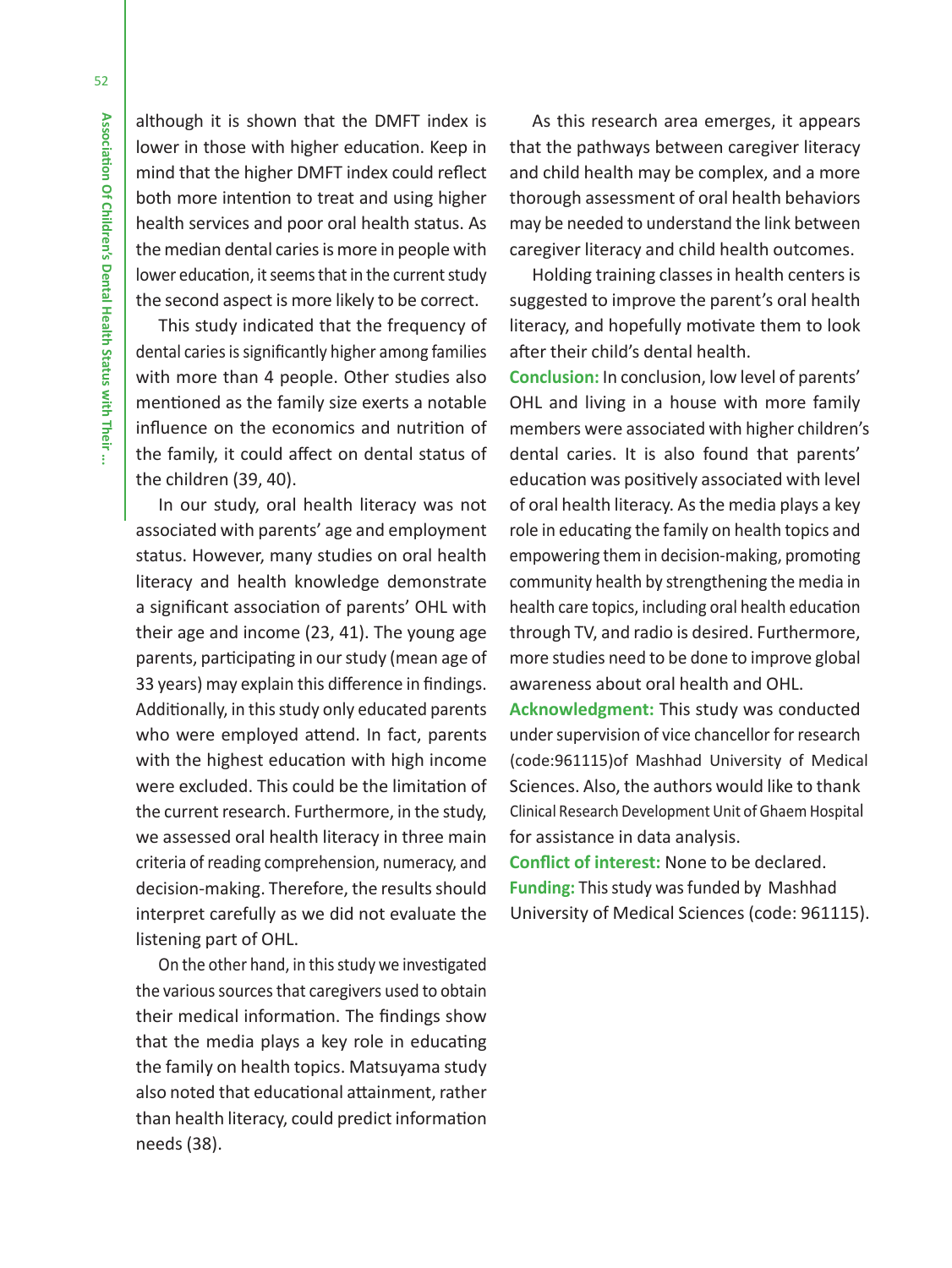although it is shown that the DMFT index is lower in those with higher education. Keep in mind that the higher DMFT index could reflect both more intention to treat and using higher health services and poor oral health status. As the median dental caries is more in people with lower education, it seems that in the current study the second aspect is more likely to be correct.

This study indicated that the frequency of dental caries is significantly higher among families with more than 4 people. Other studies also mentioned as the family size exerts a notable influence on the economics and nutrition of the family, it could affect on dental status of the children (39, 40).

In our study, oral health literacy was not associated with parents' age and employment status. However, many studies on oral health literacy and health knowledge demonstrate a significant association of parents' OHL with their age and income (23, 41). The young age parents, participating in our study (mean age of 33 years) may explain this difference in findings. Additionally, in this study only educated parents who were employed attend. In fact, parents with the highest education with high income were excluded. This could be the limitation of the current research. Furthermore, in the study, we assessed oral health literacy in three main criteria of reading comprehension, numeracy, and decision-making. Therefore, the results should interpret carefully as we did not evaluate the listening part of OHL.

On the other hand, in this study we investigated the various sources that caregivers used to obtain their medical information. The findings show that the media plays a key role in educating the family on health topics. Matsuyama study also noted that educational attainment, rather than health literacy, could predict information needs (38).

As this research area emerges, it appears that the pathways between caregiver literacy and child health may be complex, and a more thorough assessment of oral health behaviors may be needed to understand the link between caregiver literacy and child health outcomes.

Holding training classes in health centers is suggested to improve the parent's oral health literacy, and hopefully motivate them to look after their child's dental health.

**Conclusion:** In conclusion, low level of parents' OHL and living in a house with more family members were associated with higher children's dental caries. It is also found that parents' education was positively associated with level of oral health literacy. As the media plays a key role in educating the family on health topics and empowering them in decision-making, promoting community health by strengthening the media in health care topics, including oral health education through TV, and radio is desired. Furthermore, more studies need to be done to improve global awareness about oral health and OHL.

**Acknowledgment:** This study was conducted under supervision of vice chancellor for research (code:961115)of Mashhad University of Medical Sciences. Also, the authors would like to thank Clinical Research Development Unit of Ghaem Hospital for assistance in data analysis.

**Conflict of interest:** None to be declared.

**Funding:** This study was funded by Mashhad University of Medical Sciences (code: 961115).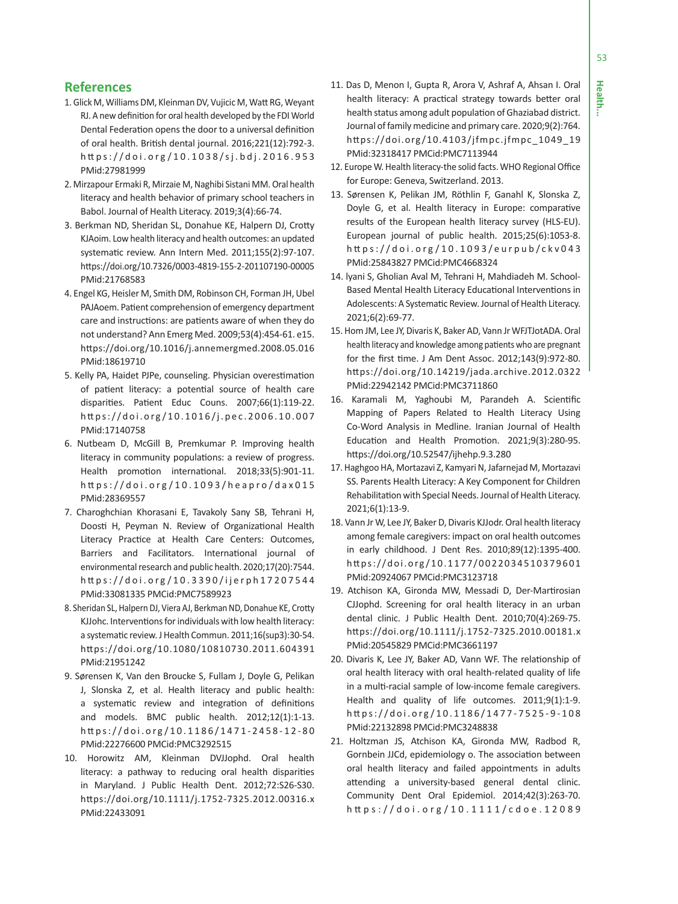## References

1. Glick M, Williams DM, Kleinman DV, Vujicic M, Watt RG, Weyant RJ. A new definition for oral health developed by the FDI World Dental Federation opens the door to a universal definition of oral health. British dental journal. 2016;221(12):792-3. https://doi.org/10.1038/sj.bdj.2016.953 PMid:27981999
2. Mirzapour Ermaki R, Mirzaie M, Naghibi Sistani MM. Oral health literacy and health behavior of primary school teachers in Babol. Journal of Health Literacy. 2019;3(4):66-74.
3. Berkman ND, Sheridan SL, Donahue KE, Halpern DJ, Crotty KJAoim. Low health literacy and health outcomes: an updated systematic review. Ann Intern Med. 2011;155(2):97-107. https://doi.org/10.7326/0003-4819-155-2-201107190-00005 PMid:21768583
4. Engel KG, Heisler M, Smith DM, Robinson CH, Forman JH, Ubel PAJAoem. Patient comprehension of emergency department care and instructions: are patients aware of when they do not understand? Ann Emerg Med. 2009;53(4):454-61. e15. https://doi.org/10.1016/j.annemergmed.2008.05.016 PMid:18619710
5. Kelly PA, Haidet PJPe, counseling. Physician overestimation of patient literacy: a potential source of health care disparities. Patient Educ Couns. 2007;66(1):119-22. https://doi.org/10.1016/j.pec.2006.10.007 PMid:17140758
6. Nutbeam D, McGill B, Premkumar P. Improving health literacy in community populations: a review of progress. Health promotion international. 2018;33(5):901-11. https://doi.org/10.1093/heapro/dax015 PMid:28369557
7. Charoghchian Khorasani E, Tavakoly Sany SB, Tehrani H, Doosti H, Peyman N. Review of Organizational Health Literacy Practice at Health Care Centers: Outcomes, Barriers and Facilitators. International journal of environmental research and public health. 2020;17(20):7544. https://doi.org/10.3390/ijerph17207544 PMid:33081335 PMCid:PMC7589923
8. Sheridan SL, Halpern DJ, Viera AJ, Berkman ND, Donahue KE, Crotty KJJohc. Interventions for individuals with low health literacy: a systematic review. J Health Commun. 2011;16(sup3):30-54. https://doi.org/10.1080/10810730.2011.604391 PMid:21951242
9. Sørensen K, Van den Broucke S, Fullam J, Doyle G, Pelikan J, Slonska Z, et al. Health literacy and public health: a systematic review and integration of definitions and models. BMC public health. 2012;12(1):1-13. https://doi.org/10.1186/1471-2458-12-80 PMid:22276600 PMCid:PMC3292515
10. Horowitz AM, Kleinman DVJJophd. Oral health literacy: a pathway to reducing oral health disparities in Maryland. J Public Health Dent. 2012;72:S26-S30. https://doi.org/10.1111/j.1752-7325.2012.00316.x PMid:22433091
11. Das D, Menon I, Gupta R, Arora V, Ashraf A, Ahsan I. Oral health literacy: A practical strategy towards better oral health status among adult population of Ghaziabad district. Journal of family medicine and primary care. 2020;9(2):764. https://doi.org/10.4103/jfmpc.jfmpc_1049_19 PMid:32318417 PMCid:PMC7113944
12. Europe W. Health literacy-the solid facts. WHO Regional Office for Europe: Geneva, Switzerland. 2013.
13. Sørensen K, Pelikan JM, Röthlin F, Ganahl K, Slonska Z, Doyle G, et al. Health literacy in Europe: comparative results of the European health literacy survey (HLS-EU). European journal of public health. 2015;25(6):1053-8. https://doi.org/10.1093/eurpub/ckv043 PMid:25843827 PMCid:PMC4668324
14. Iyani S, Gholian Aval M, Tehrani H, Mahdiadeh M. School-Based Mental Health Literacy Educational Interventions in Adolescents: A Systematic Review. Journal of Health Literacy. 2021;6(2):69-77.
15. Hom JM, Lee JY, Divaris K, Baker AD, Vann Jr WFJTJotADA. Oral health literacy and knowledge among patients who are pregnant for the first time. J Am Dent Assoc. 2012;143(9):972-80. https://doi.org/10.14219/jada.archive.2012.0322 PMid:22942142 PMCid:PMC3711860
16. Karamali M, Yaghoubi M, Parandeh A. Scientific Mapping of Papers Related to Health Literacy Using Co-Word Analysis in Medline. Iranian Journal of Health Education and Health Promotion. 2021;9(3):280-95. https://doi.org/10.52547/ijhehp.9.3.280
17. Haghgoo HA, Mortazavi Z, Kamyari N, Jafarnejad M, Mortazavi SS. Parents Health Literacy: A Key Component for Children Rehabilitation with Special Needs. Journal of Health Literacy. 2021;6(1):13-9.
18. Vann Jr W, Lee JY, Baker D, Divaris KJJodr. Oral health literacy among female caregivers: impact on oral health outcomes in early childhood. J Dent Res. 2010;89(12):1395-400. https://doi.org/10.1177/0022034510379601 PMid:20924067 PMCid:PMC3123718
19. Atchison KA, Gironda MW, Messadi D, Der-Martirosian CJJophd. Screening for oral health literacy in an urban dental clinic. J Public Health Dent. 2010;70(4):269-75. https://doi.org/10.1111/j.1752-7325.2010.00181.x PMid:20545829 PMCid:PMC3661197
20. Divaris K, Lee JY, Baker AD, Vann WF. The relationship of oral health literacy with oral health-related quality of life in a multi-racial sample of low-income female caregivers. Health and quality of life outcomes. 2011;9(1):1-9. https://doi.org/10.1186/1477-7525-9-108 PMid:22132898 PMCid:PMC3248838
21. Holtzman JS, Atchison KA, Gironda MW, Radbod R, Gornbein JJCd, epidemiology o. The association between oral health literacy and failed appointments in adults attending a university-based general dental clinic. Community Dent Oral Epidemiol. 2014;42(3):263-70. https://doi.org/10.1111/cdoe.12089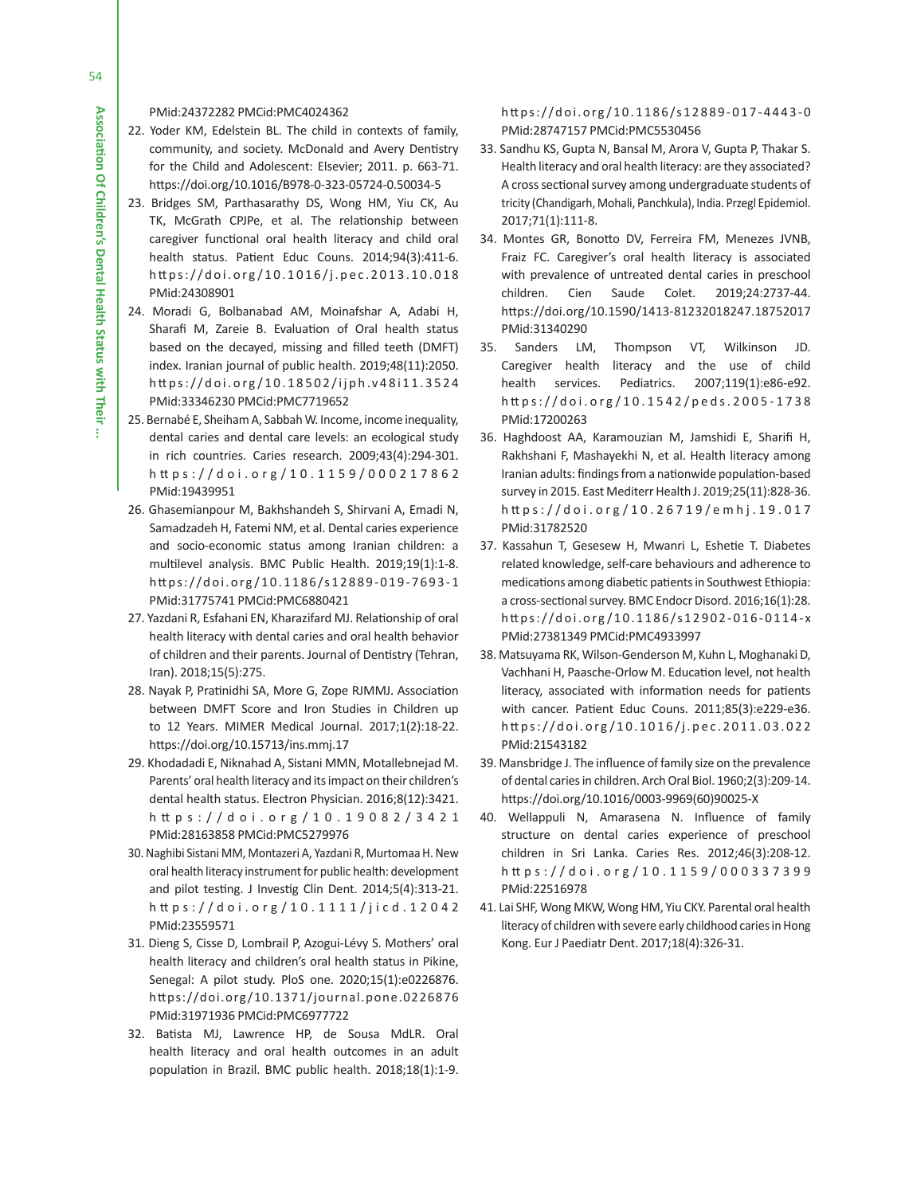PMid:24372282 PMCid:PMC4024362

22. Yoder KM, Edelstein BL. The child in contexts of family, community, and society. McDonald and Avery Dentistry for the Child and Adolescent: Elsevier; 2011. p. 663-71. https://doi.org/10.1016/B978-0-323-05724-0.50034-5
23. Bridges SM, Parthasarathy DS, Wong HM, Yiu CK, Au TK, McGrath CPJPe, et al. The relationship between caregiver functional oral health literacy and child oral health status. Patient Educ Couns. 2014;94(3):411-6. https://doi.org/10.1016/j.pec.2013.10.018 PMid:24308901
24. Moradi G, Bolbanabad AM, Moinafshar A, Adabi H, Sharafi M, Zareie B. Evaluation of Oral health status based on the decayed, missing and filled teeth (DMFT) index. Iranian journal of public health. 2019;48(11):2050. https://doi.org/10.18502/ijph.v48i11.3524 PMid:33346230 PMCid:PMC7719652
25. Bernabé E, Sheiham A, Sabbah W. Income, income inequality, dental caries and dental care levels: an ecological study in rich countries. Caries research. 2009;43(4):294-301. https://doi.org/10.1159/000217862 PMid:19439951
26. Ghasemianpour M, Bakhshandeh S, Shirvani A, Emadi N, Samadzadeh H, Fatemi NM, et al. Dental caries experience and socio-economic status among Iranian children: a multilevel analysis. BMC Public Health. 2019;19(1):1-8. https://doi.org/10.1186/s12889-019-7693-1 PMid:31775741 PMCid:PMC6880421
27. Yazdani R, Esfahani EN, Kharazifard MJ. Relationship of oral health literacy with dental caries and oral health behavior of children and their parents. Journal of Dentistry (Tehran, Iran). 2018;15(5):275.
28. Nayak P, Pratinidhi SA, More G, Zope RJMMJ. Association between DMFT Score and Iron Studies in Children up to 12 Years. MIMER Medical Journal. 2017;1(2):18-22. https://doi.org/10.15713/ins.mmj.17
29. Khodadadi E, Niknahad A, Sistani MMN, Motallebnejad M. Parents' oral health literacy and its impact on their children's dental health status. Electron Physician. 2016;8(12):3421. https://doi.org/10.19082/3421 PMid:28163858 PMCid:PMC5279976
30. Naghibi Sistani MM, Montazeri A, Yazdani R, Murtomaa H. New oral health literacy instrument for public health: development and pilot testing. J Investig Clin Dent. 2014;5(4):313-21. https://doi.org/10.1111/jicd.12042 PMid:23559571
31. Dieng S, Cisse D, Lombrail P, Azogui-Lévy S. Mothers' oral health literacy and children's oral health status in Pikine, Senegal: A pilot study. PloS one. 2020;15(1):e0226876. https://doi.org/10.1371/journal.pone.0226876 PMid:31971936 PMCid:PMC6977722
32. Batista MJ, Lawrence HP, de Sousa MdLR. Oral health literacy and oral health outcomes in an adult population in Brazil. BMC public health. 2018;18(1):1-9. https://doi.org/10.1186/s12889-017-4443-0 PMid:28747157 PMCid:PMC5530456
33. Sandhu KS, Gupta N, Bansal M, Arora V, Gupta P, Thakar S. Health literacy and oral health literacy: are they associated? A cross sectional survey among undergraduate students of tricity (Chandigarh, Mohali, Panchkula), India. Przegl Epidemiol. 2017;71(1):111-8.
34. Montes GR, Bonotto DV, Ferreira FM, Menezes JVNB, Fraiz FC. Caregiver's oral health literacy is associated with prevalence of untreated dental caries in preschool children. Cien Saude Colet. 2019;24:2737-44. https://doi.org/10.1590/1413-81232018247.18752017 PMid:31340290
35. Sanders LM, Thompson VT, Wilkinson JD. Caregiver health literacy and the use of child health services. Pediatrics. 2007;119(1):e86-e92. https://doi.org/10.1542/peds.2005-1738 PMid:17200263
36. Haghdoost AA, Karamouzian M, Jamshidi E, Sharifi H, Rakhshani F, Mashayekhi N, et al. Health literacy among Iranian adults: findings from a nationwide population-based survey in 2015. East Mediterr Health J. 2019;25(11):828-36. https://doi.org/10.26719/emhj.19.017 PMid:31782520
37. Kassahun T, Gesesew H, Mwanri L, Eshetie T. Diabetes related knowledge, self-care behaviours and adherence to medications among diabetic patients in Southwest Ethiopia: a cross-sectional survey. BMC Endocr Disord. 2016;16(1):28. https://doi.org/10.1186/s12902-016-0114-x PMid:27381349 PMCid:PMC4933997
38. Matsuyama RK, Wilson-Genderson M, Kuhn L, Moghanaki D, Vachhani H, Paasche-Orlow M. Education level, not health literacy, associated with information needs for patients with cancer. Patient Educ Couns. 2011;85(3):e229-e36. https://doi.org/10.1016/j.pec.2011.03.022 PMid:21543182
39. Mansbridge J. The influence of family size on the prevalence of dental caries in children. Arch Oral Biol. 1960;2(3):209-14. https://doi.org/10.1016/0003-9969(60)90025-X
40. Wellappuli N, Amarasena N. Influence of family structure on dental caries experience of preschool children in Sri Lanka. Caries Res. 2012;46(3):208-12. https://doi.org/10.1159/000337399 PMid:22516978
41. Lai SHF, Wong MKW, Wong HM, Yiu CKY. Parental oral health literacy of children with severe early childhood caries in Hong Kong. Eur J Paediatr Dent. 2017;18(4):326-31.